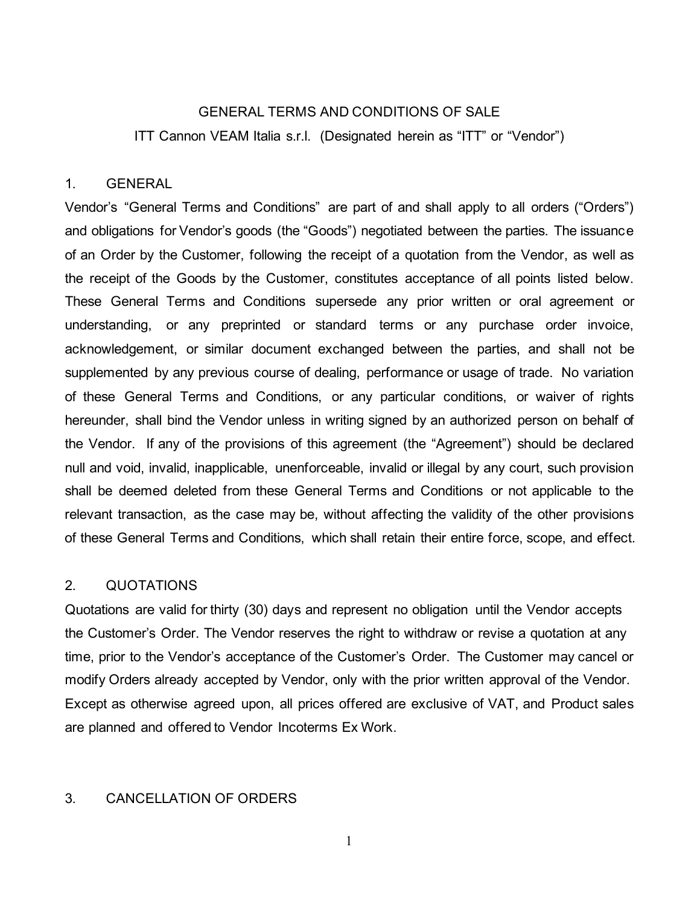# GENERAL TERMS AND CONDITIONS OF SALE

ITT Cannon VEAM Italia s.r.l. (Designated herein as "ITT" or "Vendor")

## 1. GENERAL

Vendor's "General Terms and Conditions" are part of and shall apply to all orders ("Orders") and obligations for Vendor's goods (the "Goods") negotiated between the parties. The issuance of an Order by the Customer, following the receipt of a quotation from the Vendor, as well as the receipt of the Goods by the Customer, constitutes acceptance of all points listed below. These General Terms and Conditions supersede any prior written or oral agreement or understanding, or any preprinted or standard terms or any purchase order invoice, acknowledgement, or similar document exchanged between the parties, and shall not be supplemented by any previous course of dealing, performance or usage of trade. No variation of these General Terms and Conditions, or any particular conditions, or waiver of rights hereunder, shall bind the Vendor unless in writing signed by an authorized person on behalf of the Vendor. If any of the provisions of this agreement (the "Agreement") should be declared null and void, invalid, inapplicable, unenforceable, invalid or illegal by any court, such provision shall be deemed deleted from these General Terms and Conditions or not applicable to the relevant transaction, as the case may be, without affecting the validity of the other provisions of these General Terms and Conditions, which shall retain their entire force, scope, and effect.

## 2. QUOTATIONS

Quotations are valid for thirty (30) days and represent no obligation until the Vendor accepts the Customer's Order. The Vendor reserves the right to withdraw or revise a quotation at any time, prior to the Vendor's acceptance of the Customer's Order. The Customer may cancel or modify Orders already accepted by Vendor, only with the prior written approval of the Vendor. Except as otherwise agreed upon, all prices offered are exclusive of VAT, and Product sales are planned and offered to Vendor Incoterms Ex Work.

## 3. CANCELLATION OF ORDERS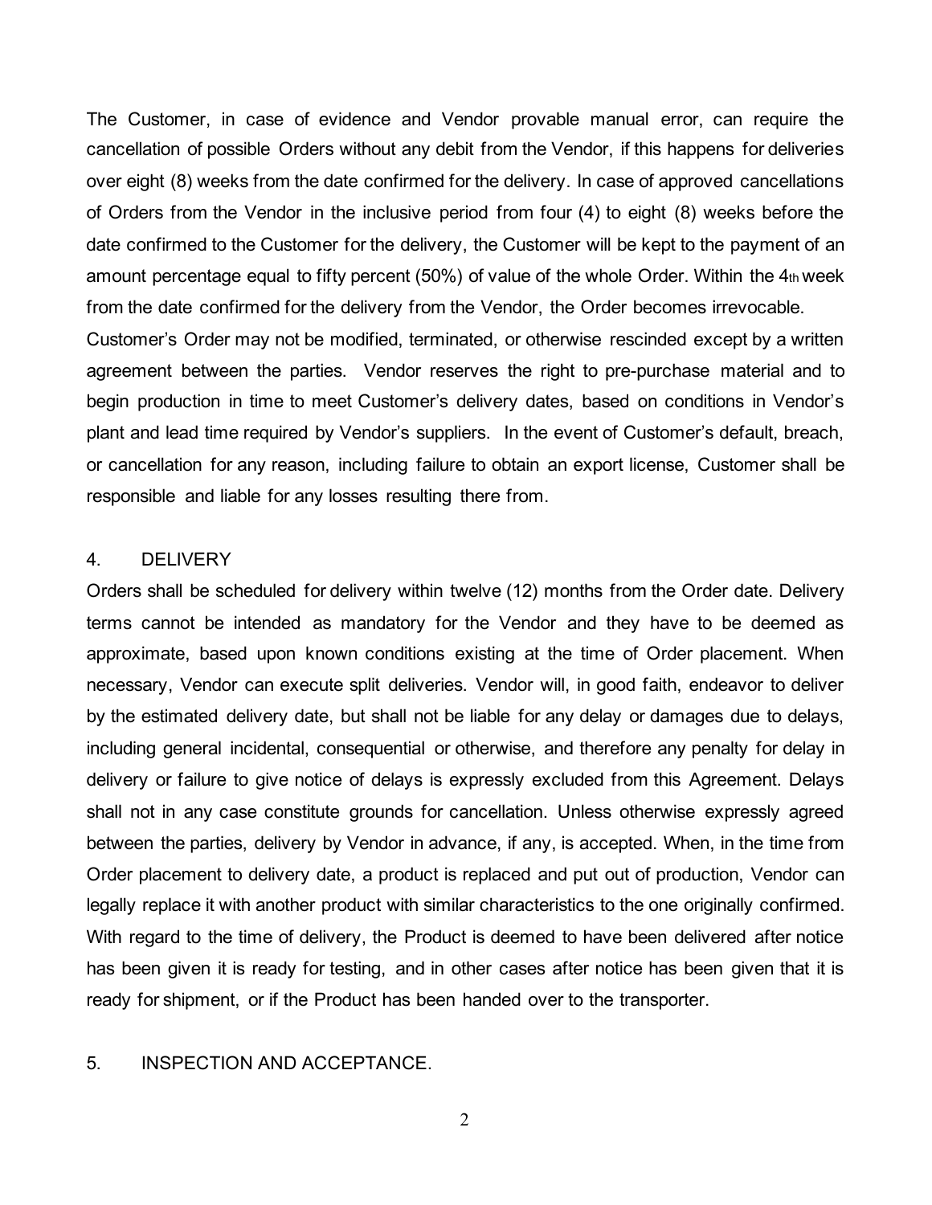The Customer, in case of evidence and Vendor provable manual error, can require the cancellation of possible Orders without any debit from the Vendor, if this happens for deliveries over eight (8) weeks from the date confirmed for the delivery. In case of approved cancellations of Orders from the Vendor in the inclusive period from four (4) to eight (8) weeks before the date confirmed to the Customer for the delivery, the Customer will be kept to the payment of an amount percentage equal to fifty percent (50%) of value of the whole Order. Within the 4th week from the date confirmed for the delivery from the Vendor, the Order becomes irrevocable.
Customer's Order may not be modified, terminated, or otherwise rescinded except by a written agreement between the parties. Vendor reserves the right to pre-purchase material and to begin production in time to meet Customer's delivery dates, based on conditions in Vendor's plant and lead time required by Vendor's suppliers. In the event of Customer's default, breach, or cancellation for any reason, including failure to obtain an export license, Customer shall be responsible and liable for any losses resulting there from.

4. DELIVERY

Orders shall be scheduled for delivery within twelve (12) months from the Order date. Delivery terms cannot be intended as mandatory for the Vendor and they have to be deemed as approximate, based upon known conditions existing at the time of Order placement. When necessary, Vendor can execute split deliveries. Vendor will, in good faith, endeavor to deliver by the estimated delivery date, but shall not be liable for any delay or damages due to delays, including general incidental, consequential or otherwise, and therefore any penalty for delay in delivery or failure to give notice of delays is expressly excluded from this Agreement. Delays shall not in any case constitute grounds for cancellation. Unless otherwise expressly agreed between the parties, delivery by Vendor in advance, if any, is accepted. When, in the time from Order placement to delivery date, a product is replaced and put out of production, Vendor can legally replace it with another product with similar characteristics to the one originally confirmed. With regard to the time of delivery, the Product is deemed to have been delivered after notice has been given it is ready for testing, and in other cases after notice has been given that it is ready for shipment, or if the Product has been handed over to the transporter.

5. INSPECTION AND ACCEPTANCE.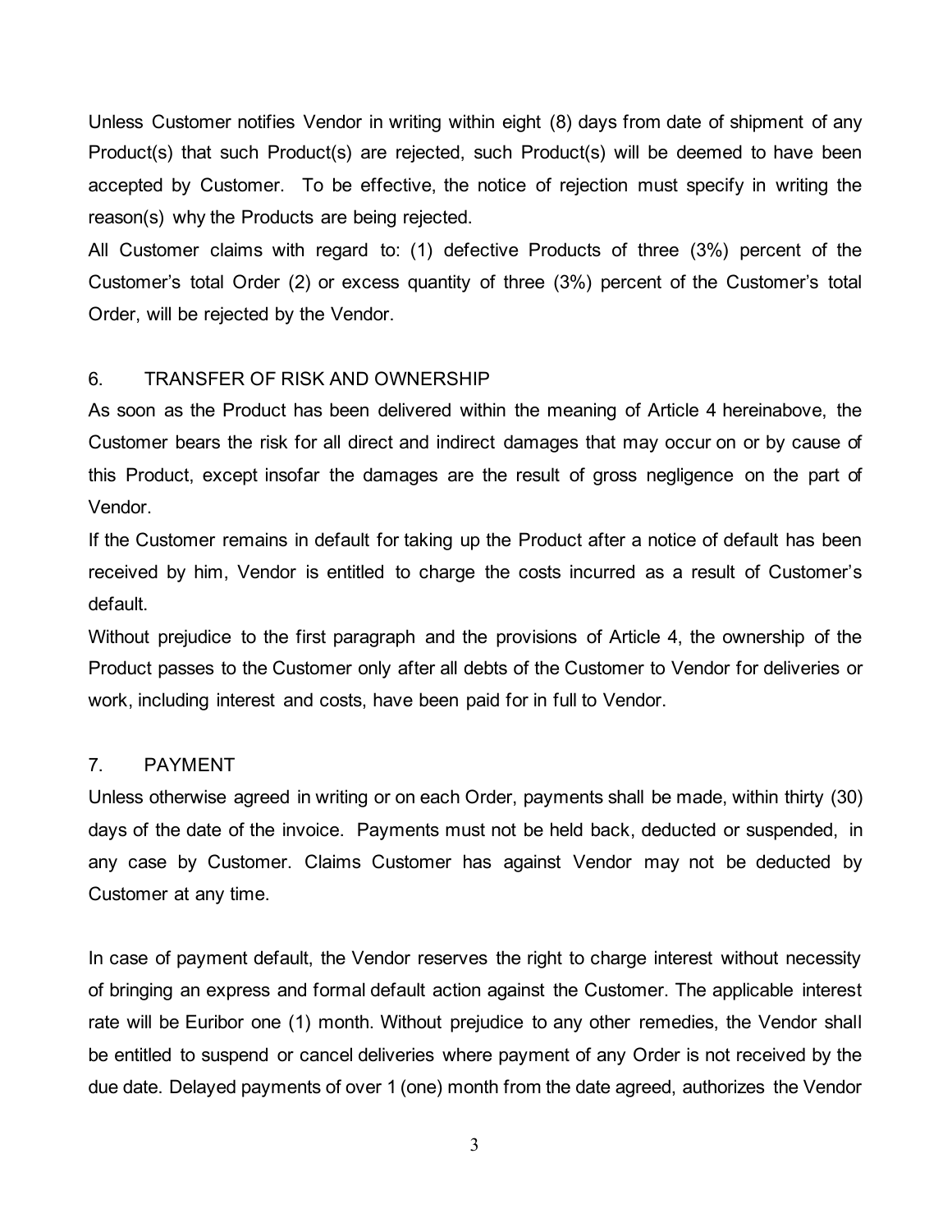Unless Customer notifies Vendor in writing within eight (8) days from date of shipment of any Product(s) that such Product(s) are rejected, such Product(s) will be deemed to have been accepted by Customer. To be effective, the notice of rejection must specify in writing the reason(s) why the Products are being rejected.

All Customer claims with regard to: (1) defective Products of three (3%) percent of the Customer's total Order (2) or excess quantity of three (3%) percent of the Customer's total Order, will be rejected by the Vendor.

## 6. TRANSFER OF RISK AND OWNERSHIP

As soon as the Product has been delivered within the meaning of Article 4 hereinabove, the Customer bears the risk for all direct and indirect damages that may occur on or by cause of this Product, except insofar the damages are the result of gross negligence on the part of Vendor.

If the Customer remains in default for taking up the Product after a notice of default has been received by him, Vendor is entitled to charge the costs incurred as a result of Customer's default.

Without prejudice to the first paragraph and the provisions of Article 4, the ownership of the Product passes to the Customer only after all debts of the Customer to Vendor for deliveries or work, including interest and costs, have been paid for in full to Vendor.

## 7. PAYMENT

Unless otherwise agreed in writing or on each Order, payments shall be made, within thirty (30) days of the date of the invoice. Payments must not be held back, deducted or suspended, in any case by Customer. Claims Customer has against Vendor may not be deducted by Customer at any time.

In case of payment default, the Vendor reserves the right to charge interest without necessity of bringing an express and formal default action against the Customer. The applicable interest rate will be Euribor one (1) month. Without prejudice to any other remedies, the Vendor shall be entitled to suspend or cancel deliveries where payment of any Order is not received by the due date. Delayed payments of over 1 (one) month from the date agreed, authorizes the Vendor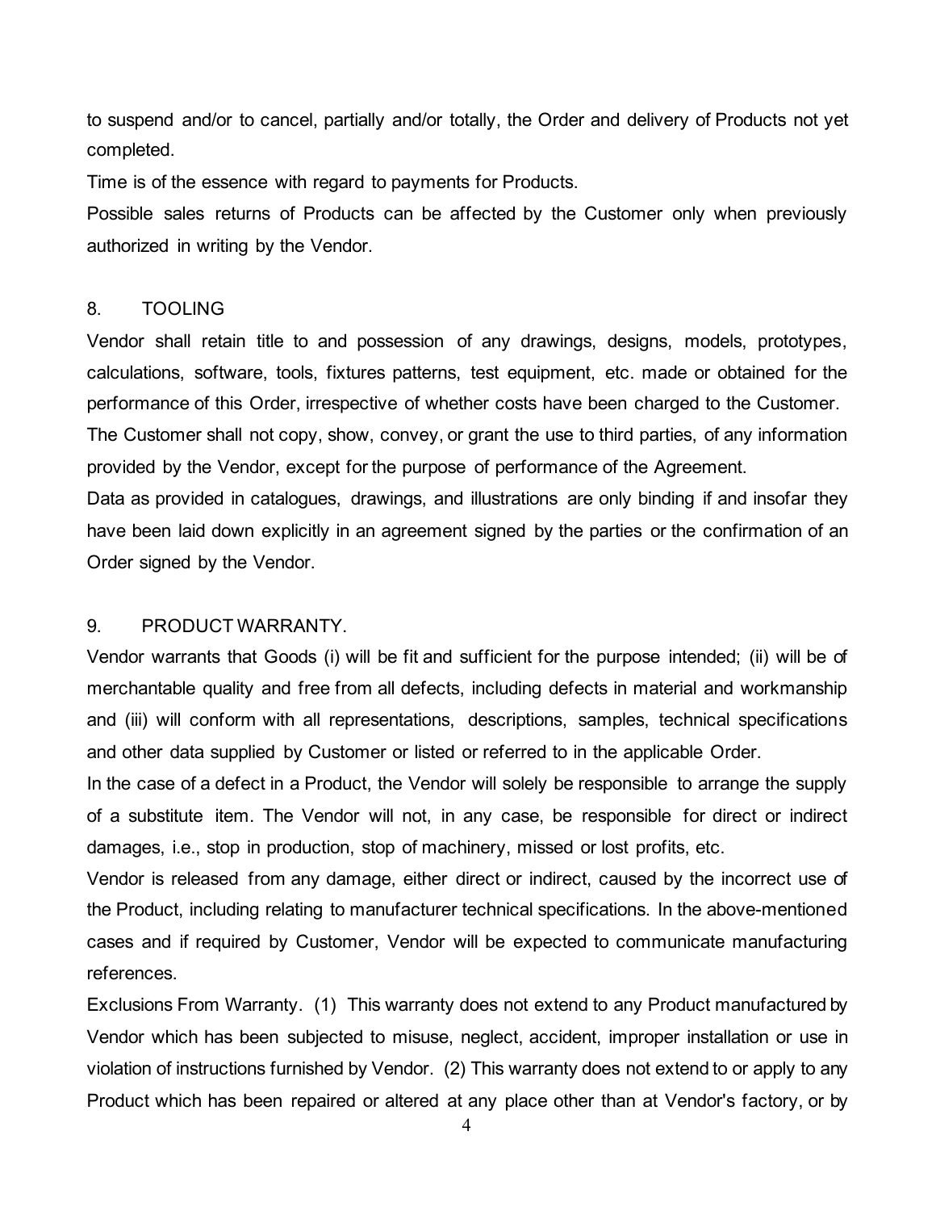to suspend and/or to cancel, partially and/or totally, the Order and delivery of Products not yet completed.

Time is of the essence with regard to payments for Products.

Possible sales returns of Products can be affected by the Customer only when previously authorized in writing by the Vendor.

## 8. TOOLING

Vendor shall retain title to and possession of any drawings, designs, models, prototypes, calculations, software, tools, fixtures patterns, test equipment, etc. made or obtained for the performance of this Order, irrespective of whether costs have been charged to the Customer.

The Customer shall not copy, show, convey, or grant the use to third parties, of any information provided by the Vendor, except for the purpose of performance of the Agreement.

Data as provided in catalogues, drawings, and illustrations are only binding if and insofar they have been laid down explicitly in an agreement signed by the parties or the confirmation of an Order signed by the Vendor.

## 9. PRODUCT WARRANTY.

Vendor warrants that Goods (i) will be fit and sufficient for the purpose intended; (ii) will be of merchantable quality and free from all defects, including defects in material and workmanship and (iii) will conform with all representations, descriptions, samples, technical specifications and other data supplied by Customer or listed or referred to in the applicable Order.

In the case of a defect in a Product, the Vendor will solely be responsible to arrange the supply of a substitute item. The Vendor will not, in any case, be responsible for direct or indirect damages, i.e., stop in production, stop of machinery, missed or lost profits, etc.

Vendor is released from any damage, either direct or indirect, caused by the incorrect use of the Product, including relating to manufacturer technical specifications. In the above-mentioned cases and if required by Customer, Vendor will be expected to communicate manufacturing references.

Exclusions From Warranty. (1) This warranty does not extend to any Product manufactured by Vendor which has been subjected to misuse, neglect, accident, improper installation or use in violation of instructions furnished by Vendor. (2) This warranty does not extend to or apply to any Product which has been repaired or altered at any place other than at Vendor's factory, or by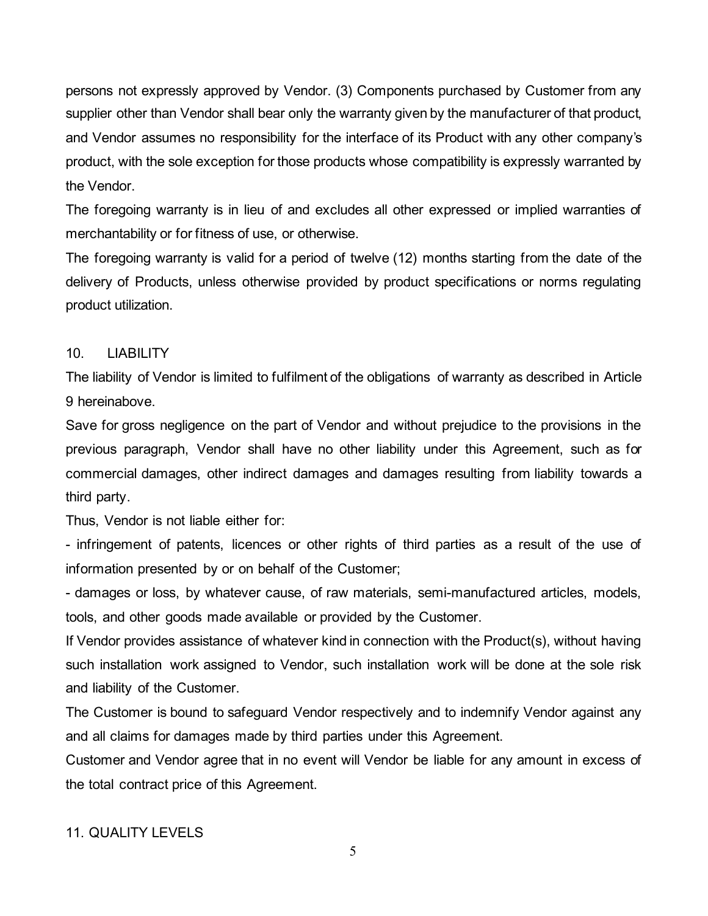persons not expressly approved by Vendor. (3) Components purchased by Customer from any supplier other than Vendor shall bear only the warranty given by the manufacturer of that product, and Vendor assumes no responsibility for the interface of its Product with any other company's product, with the sole exception for those products whose compatibility is expressly warranted by the Vendor.

The foregoing warranty is in lieu of and excludes all other expressed or implied warranties of merchantability or for fitness of use, or otherwise.

The foregoing warranty is valid for a period of twelve (12) months starting from the date of the delivery of Products, unless otherwise provided by product specifications or norms regulating product utilization.

## 10. LIABILITY

The liability of Vendor is limited to fulfilment of the obligations of warranty as described in Article 9 hereinabove.

Save for gross negligence on the part of Vendor and without prejudice to the provisions in the previous paragraph, Vendor shall have no other liability under this Agreement, such as for commercial damages, other indirect damages and damages resulting from liability towards a third party.

Thus, Vendor is not liable either for:

- infringement of patents, licences or other rights of third parties as a result of the use of information presented by or on behalf of the Customer;
- damages or loss, by whatever cause, of raw materials, semi-manufactured articles, models, tools, and other goods made available or provided by the Customer.

If Vendor provides assistance of whatever kind in connection with the Product(s), without having such installation work assigned to Vendor, such installation work will be done at the sole risk and liability of the Customer.

The Customer is bound to safeguard Vendor respectively and to indemnify Vendor against any and all claims for damages made by third parties under this Agreement.

Customer and Vendor agree that in no event will Vendor be liable for any amount in excess of the total contract price of this Agreement.

## 11. QUALITY LEVELS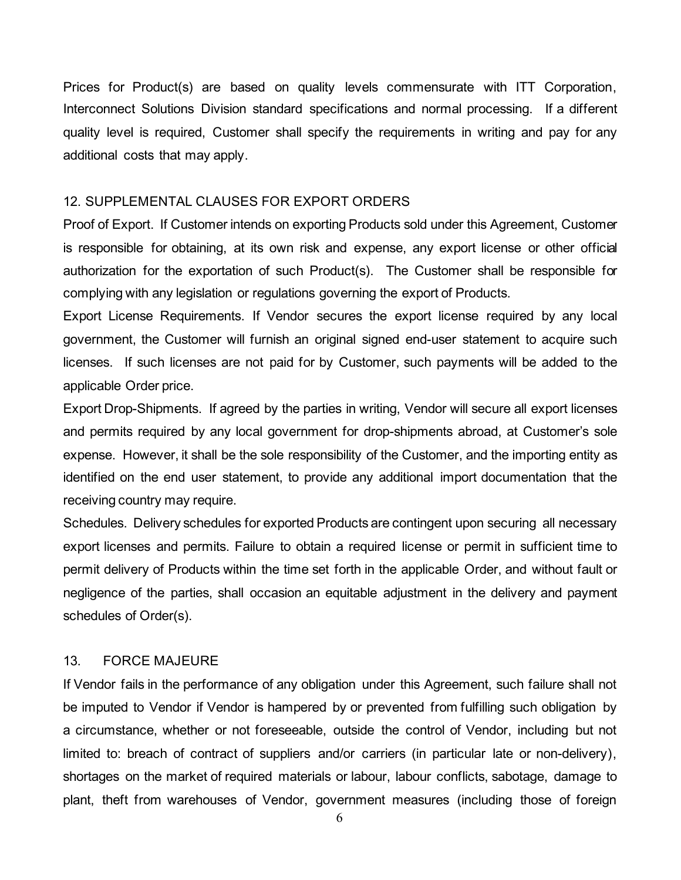Prices for Product(s) are based on quality levels commensurate with ITT Corporation, Interconnect Solutions Division standard specifications and normal processing. If a different quality level is required, Customer shall specify the requirements in writing and pay for any additional costs that may apply.

## 12. SUPPLEMENTAL CLAUSES FOR EXPORT ORDERS

Proof of Export. If Customer intends on exporting Products sold under this Agreement, Customer is responsible for obtaining, at its own risk and expense, any export license or other official authorization for the exportation of such Product(s). The Customer shall be responsible for complying with any legislation or regulations governing the export of Products.

Export License Requirements. If Vendor secures the export license required by any local government, the Customer will furnish an original signed end-user statement to acquire such licenses. If such licenses are not paid for by Customer, such payments will be added to the applicable Order price.

Export Drop-Shipments. If agreed by the parties in writing, Vendor will secure all export licenses and permits required by any local government for drop-shipments abroad, at Customer's sole expense. However, it shall be the sole responsibility of the Customer, and the importing entity as identified on the end user statement, to provide any additional import documentation that the receiving country may require.

Schedules. Delivery schedules for exported Products are contingent upon securing all necessary export licenses and permits. Failure to obtain a required license or permit in sufficient time to permit delivery of Products within the time set forth in the applicable Order, and without fault or negligence of the parties, shall occasion an equitable adjustment in the delivery and payment schedules of Order(s).

## 13. FORCE MAJEURE

If Vendor fails in the performance of any obligation under this Agreement, such failure shall not be imputed to Vendor if Vendor is hampered by or prevented from fulfilling such obligation by a circumstance, whether or not foreseeable, outside the control of Vendor, including but not limited to: breach of contract of suppliers and/or carriers (in particular late or non-delivery), shortages on the market of required materials or labour, labour conflicts, sabotage, damage to plant, theft from warehouses of Vendor, government measures (including those of foreign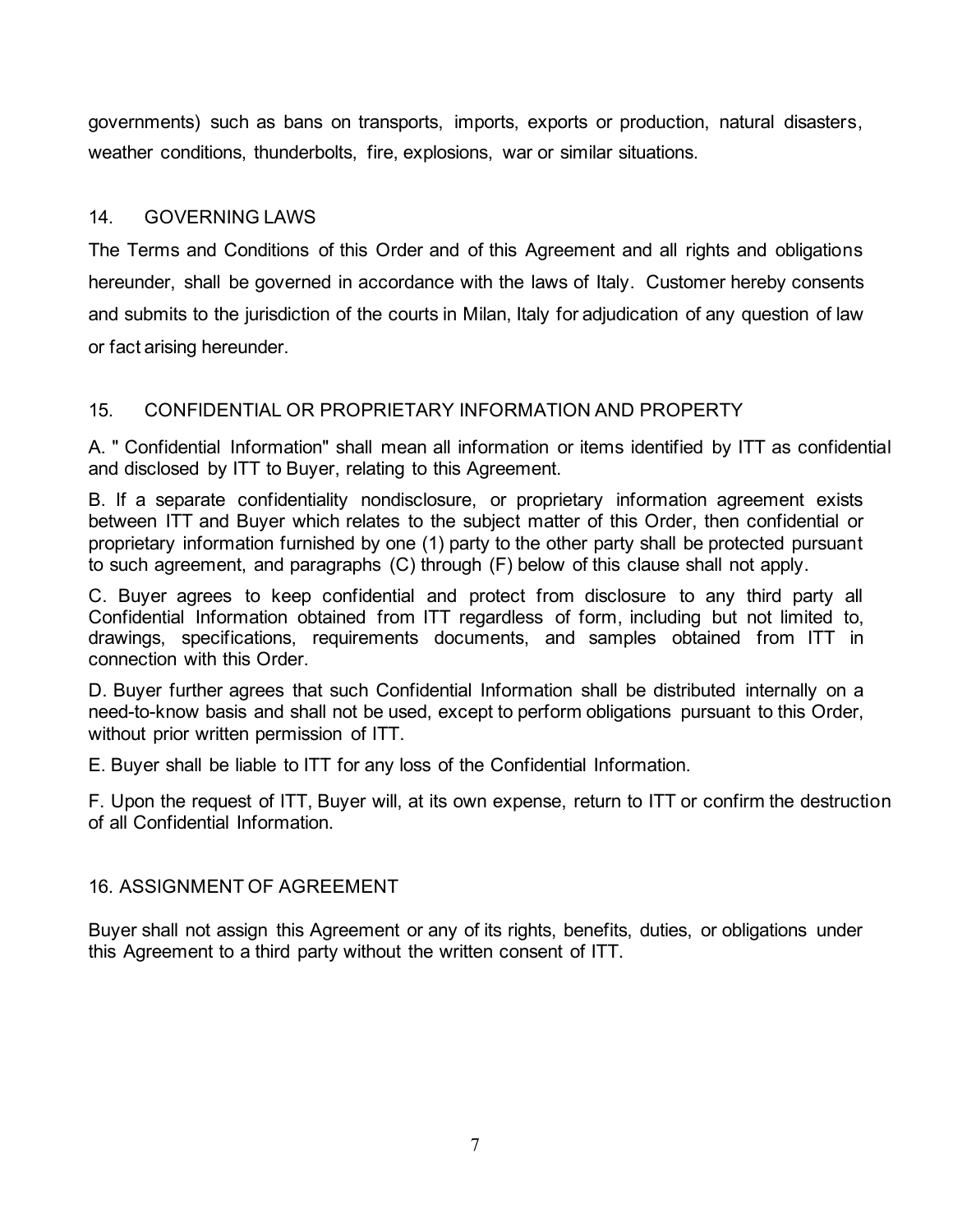governments) such as bans on transports, imports, exports or production, natural disasters, weather conditions, thunderbolts, fire, explosions, war or similar situations.

## 14. GOVERNING LAWS

The Terms and Conditions of this Order and of this Agreement and all rights and obligations hereunder, shall be governed in accordance with the laws of Italy. Customer hereby consents and submits to the jurisdiction of the courts in Milan, Italy for adjudication of any question of law or fact arising hereunder.

## 15. CONFIDENTIAL OR PROPRIETARY INFORMATION AND PROPERTY

A. " Confidential Information" shall mean all information or items identified by ITT as confidential and disclosed by ITT to Buyer, relating to this Agreement.

B. If a separate confidentiality nondisclosure, or proprietary information agreement exists between ITT and Buyer which relates to the subject matter of this Order, then confidential or proprietary information furnished by one (1) party to the other party shall be protected pursuant to such agreement, and paragraphs (C) through (F) below of this clause shall not apply.

C. Buyer agrees to keep confidential and protect from disclosure to any third party all Confidential Information obtained from ITT regardless of form, including but not limited to, drawings, specifications, requirements documents, and samples obtained from ITT in connection with this Order.

D. Buyer further agrees that such Confidential Information shall be distributed internally on a need-to-know basis and shall not be used, except to perform obligations pursuant to this Order, without prior written permission of ITT.

E. Buyer shall be liable to ITT for any loss of the Confidential Information.

F. Upon the request of ITT, Buyer will, at its own expense, return to ITT or confirm the destruction of all Confidential Information.

## 16. ASSIGNMENT OF AGREEMENT

Buyer shall not assign this Agreement or any of its rights, benefits, duties, or obligations under this Agreement to a third party without the written consent of ITT.